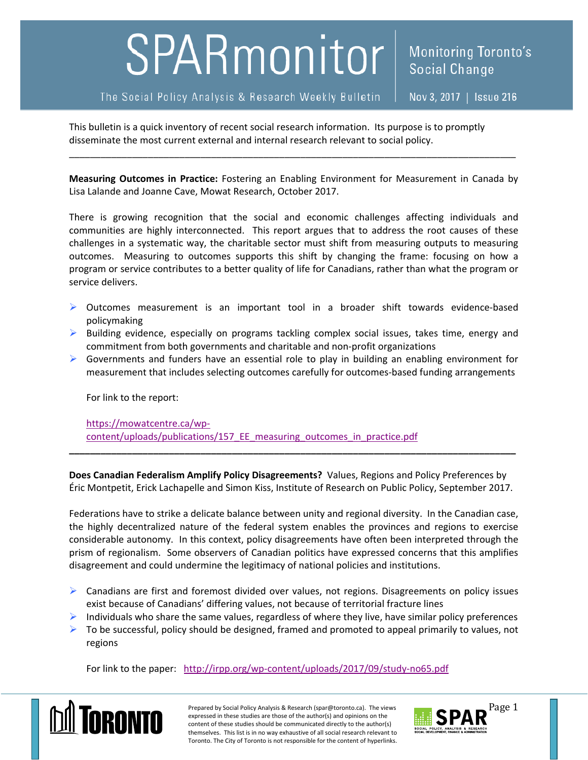# SPARmonitor

Monitoring Toronto's Social Change

The Social Policy Analysis & Research Weekly Bulletin | Nov 3, 2017 | Issue 216

This bulletin is a quick inventory of recent social research information. Its purpose is to promptly disseminate the most current external and internal research relevant to social policy.

---

**Measuring Outcomes in Practice:** Fostering an Enabling Environment for Measurement in Canada by Lisa Lalande and Joanne Cave, Mowat Research, October 2017.

There is growing recognition that the social and economic challenges affecting individuals and communities are highly interconnected. This report argues that to address the root causes of these challenges in a systematic way, the charitable sector must shift from measuring outputs to measuring outcomes. Measuring to outcomes supports this shift by changing the frame: focusing on how a program or service contributes to a better quality of life for Canadians, rather than what the program or service delivers.

- Outcomes measurement is an important tool in a broader shift towards evidence-based policymaking
- Building evidence, especially on programs tackling complex social issues, takes time, energy and commitment from both governments and charitable and non-profit organizations
- Governments and funders have an essential role to play in building an enabling environment for measurement that includes selecting outcomes carefully for outcomes-based funding arrangements

For link to the report:

https://mowatcentre.ca/wp-content/uploads/publications/157_EE_measuring_outcomes_in_practice.pdf

---

**Does Canadian Federalism Amplify Policy Disagreements?** Values, Regions and Policy Preferences by Éric Montpetit, Erick Lachapelle and Simon Kiss, Institute of Research on Public Policy, September 2017.

Federations have to strike a delicate balance between unity and regional diversity. In the Canadian case, the highly decentralized nature of the federal system enables the provinces and regions to exercise considerable autonomy. In this context, policy disagreements have often been interpreted through the prism of regionalism. Some observers of Canadian politics have expressed concerns that this amplifies disagreement and could undermine the legitimacy of national policies and institutions.

- Canadians are first and foremost divided over values, not regions. Disagreements on policy issues exist because of Canadians' differing values, not because of territorial fracture lines
- Individuals who share the same values, regardless of where they live, have similar policy preferences
- To be successful, policy should be designed, framed and promoted to appeal primarily to values, not regions

For link to the paper: http://irpp.org/wp-content/uploads/2017/09/study-no65.pdf

Prepared by Social Policy Analysis & Research (spar@toronto.ca). The views expressed in these studies are those of the author(s) and opinions on the content of these studies should be communicated directly to the author(s) themselves. This list is in no way exhaustive of all social research relevant to Toronto. The City of Toronto is not responsible for the content of hyperlinks.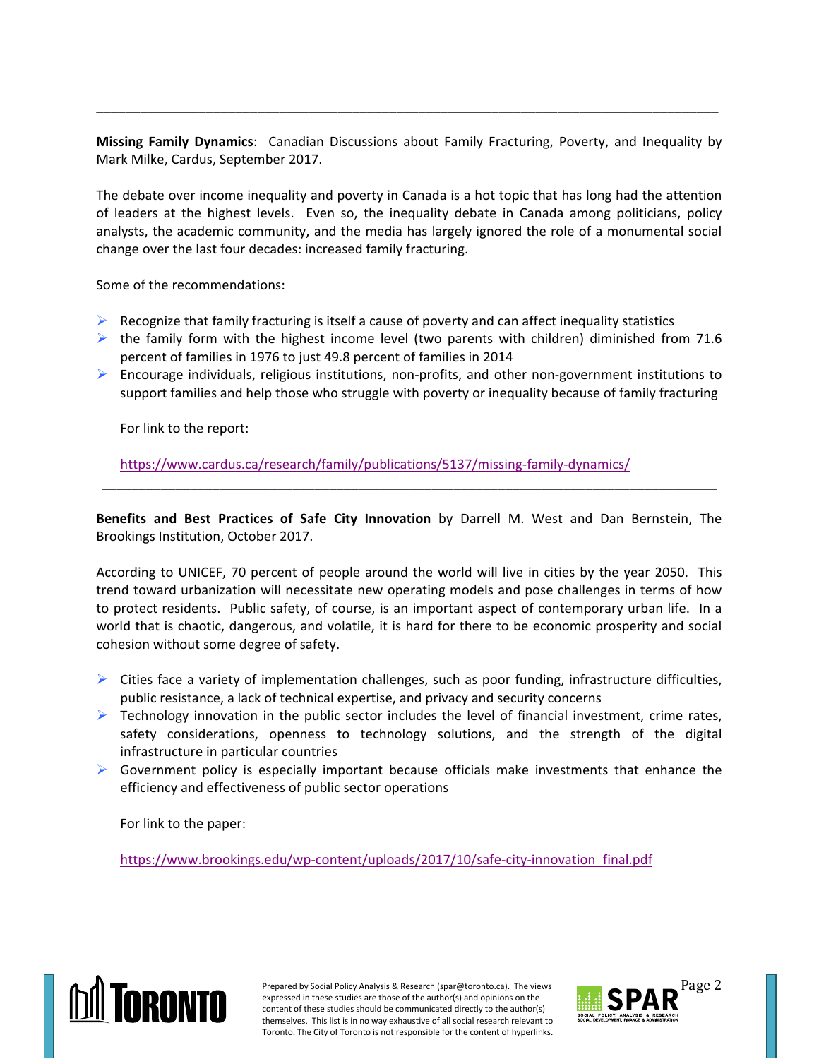---

**Missing Family Dynamics**: Canadian Discussions about Family Fracturing, Poverty, and Inequality by Mark Milke, Cardus, September 2017.

The debate over income inequality and poverty in Canada is a hot topic that has long had the attention of leaders at the highest levels. Even so, the inequality debate in Canada among politicians, policy analysts, the academic community, and the media has largely ignored the role of a monumental social change over the last four decades: increased family fracturing.

Some of the recommendations:

- Recognize that family fracturing is itself a cause of poverty and can affect inequality statistics
- the family form with the highest income level (two parents with children) diminished from 71.6 percent of families in 1976 to just 49.8 percent of families in 2014
- Encourage individuals, religious institutions, non-profits, and other non-government institutions to support families and help those who struggle with poverty or inequality because of family fracturing

For link to the report:

https://www.cardus.ca/research/family/publications/5137/missing-family-dynamics/

---

**Benefits and Best Practices of Safe City Innovation** by Darrell M. West and Dan Bernstein, The Brookings Institution, October 2017.

According to UNICEF, 70 percent of people around the world will live in cities by the year 2050. This trend toward urbanization will necessitate new operating models and pose challenges in terms of how to protect residents. Public safety, of course, is an important aspect of contemporary urban life. In a world that is chaotic, dangerous, and volatile, it is hard for there to be economic prosperity and social cohesion without some degree of safety.

- Cities face a variety of implementation challenges, such as poor funding, infrastructure difficulties, public resistance, a lack of technical expertise, and privacy and security concerns
- Technology innovation in the public sector includes the level of financial investment, crime rates, safety considerations, openness to technology solutions, and the strength of the digital infrastructure in particular countries
- Government policy is especially important because officials make investments that enhance the efficiency and effectiveness of public sector operations

For link to the paper:

https://www.brookings.edu/wp-content/uploads/2017/10/safe-city-innovation_final.pdf

Prepared by Social Policy Analysis & Research (spar@toronto.ca). The views expressed in these studies are those of the author(s) and opinions on the content of these studies should be communicated directly to the author(s) themselves. This list is in no way exhaustive of all social research relevant to Toronto. The City of Toronto is not responsible for the content of hyperlinks.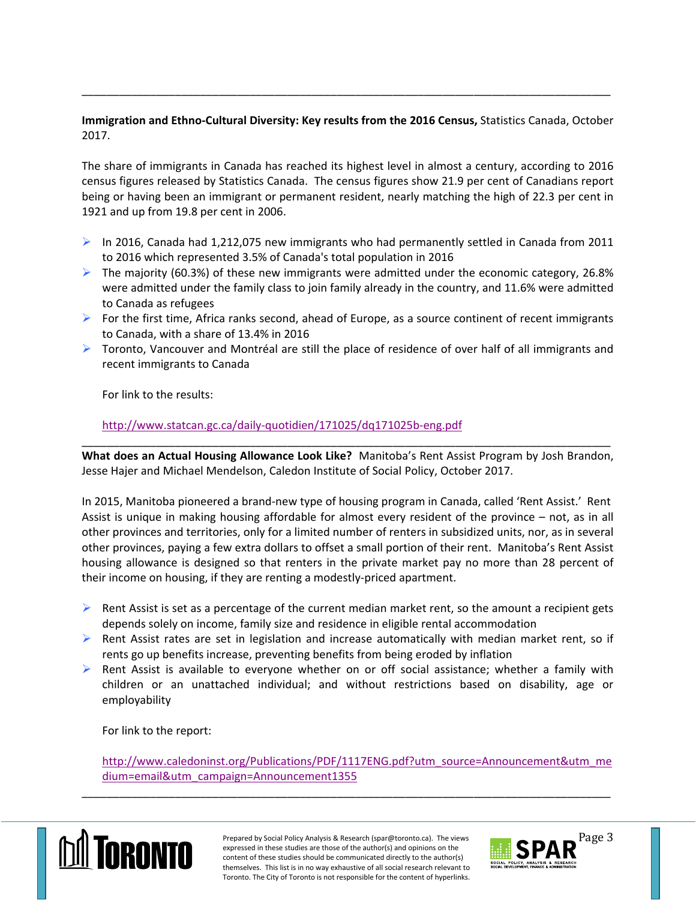---

**Immigration and Ethno-Cultural Diversity: Key results from the 2016 Census,** Statistics Canada, October 2017.

The share of immigrants in Canada has reached its highest level in almost a century, according to 2016 census figures released by Statistics Canada. The census figures show 21.9 per cent of Canadians report being or having been an immigrant or permanent resident, nearly matching the high of 22.3 per cent in 1921 and up from 19.8 per cent in 2006.

- In 2016, Canada had 1,212,075 new immigrants who had permanently settled in Canada from 2011 to 2016 which represented 3.5% of Canada's total population in 2016
- The majority (60.3%) of these new immigrants were admitted under the economic category, 26.8% were admitted under the family class to join family already in the country, and 11.6% were admitted to Canada as refugees
- For the first time, Africa ranks second, ahead of Europe, as a source continent of recent immigrants to Canada, with a share of 13.4% in 2016
- Toronto, Vancouver and Montréal are still the place of residence of over half of all immigrants and recent immigrants to Canada

For link to the results:

http://www.statcan.gc.ca/daily-quotidien/171025/dq171025b-eng.pdf

---

**What does an Actual Housing Allowance Look Like?** Manitoba's Rent Assist Program by Josh Brandon, Jesse Hajer and Michael Mendelson, Caledon Institute of Social Policy, October 2017.

In 2015, Manitoba pioneered a brand-new type of housing program in Canada, called 'Rent Assist.' Rent Assist is unique in making housing affordable for almost every resident of the province – not, as in all other provinces and territories, only for a limited number of renters in subsidized units, nor, as in several other provinces, paying a few extra dollars to offset a small portion of their rent. Manitoba's Rent Assist housing allowance is designed so that renters in the private market pay no more than 28 percent of their income on housing, if they are renting a modestly-priced apartment.

- Rent Assist is set as a percentage of the current median market rent, so the amount a recipient gets depends solely on income, family size and residence in eligible rental accommodation
- Rent Assist rates are set in legislation and increase automatically with median market rent, so if rents go up benefits increase, preventing benefits from being eroded by inflation
- Rent Assist is available to everyone whether on or off social assistance; whether a family with children or an unattached individual; and without restrictions based on disability, age or employability

For link to the report:

http://www.caledoninst.org/Publications/PDF/1117ENG.pdf?utm_source=Announcement&utm_medium=email&utm_campaign=Announcement1355

---

Prepared by Social Policy Analysis & Research (spar@toronto.ca). The views expressed in these studies are those of the author(s) and opinions on the content of these studies should be communicated directly to the author(s) themselves. This list is in no way exhaustive of all social research relevant to Toronto. The City of Toronto is not responsible for the content of hyperlinks.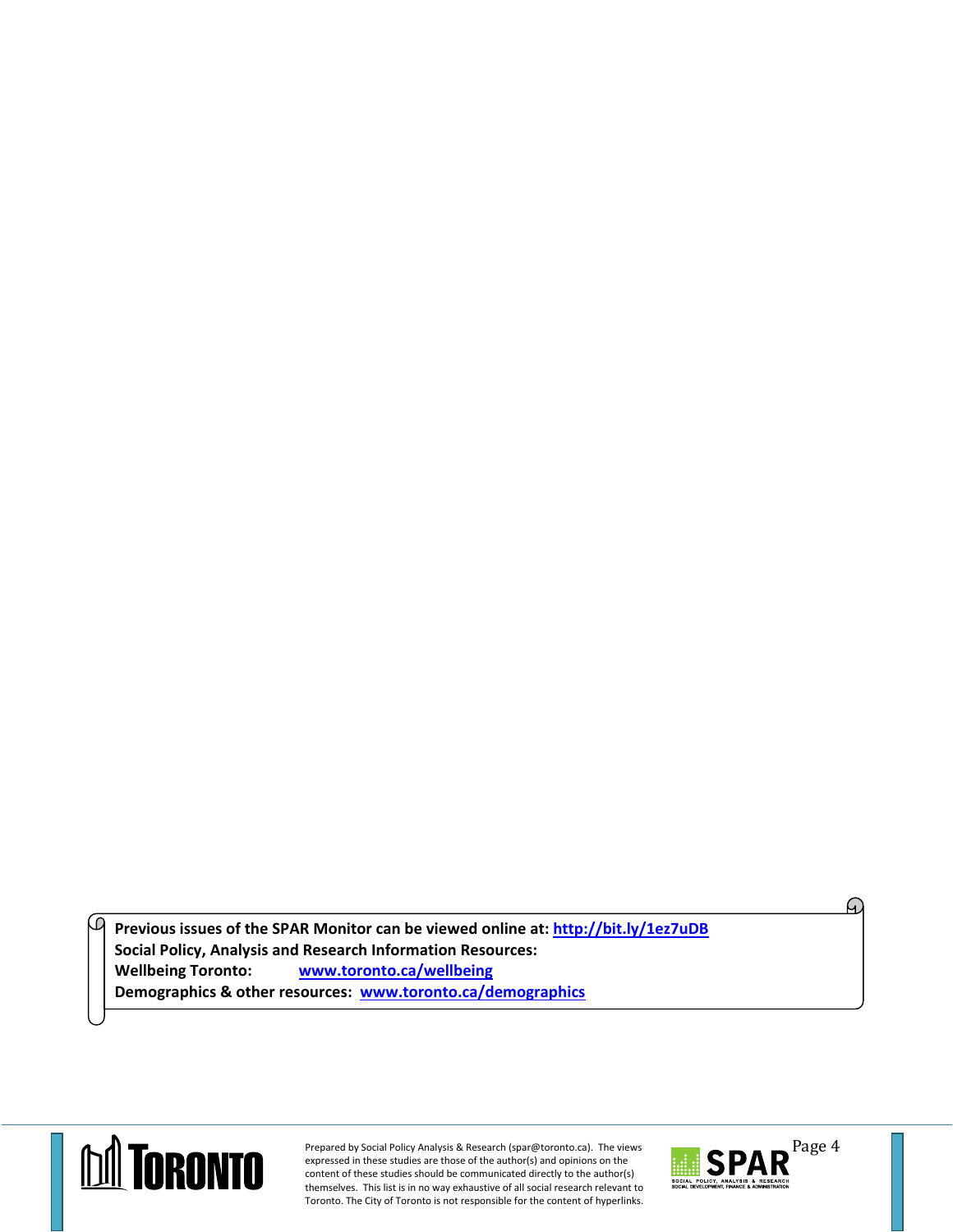**Previous issues of the SPAR Monitor can be viewed online at: http://bit.ly/1ez7uDB**
**Social Policy, Analysis and Research Information Resources:**
**Wellbeing Toronto: www.toronto.ca/wellbeing**
**Demographics & other resources: www.toronto.ca/demographics**

Prepared by Social Policy Analysis & Research (spar@toronto.ca). The views expressed in these studies are those of the author(s) and opinions on the content of these studies should be communicated directly to the author(s) themselves. This list is in no way exhaustive of all social research relevant to Toronto. The City of Toronto is not responsible for the content of hyperlinks.